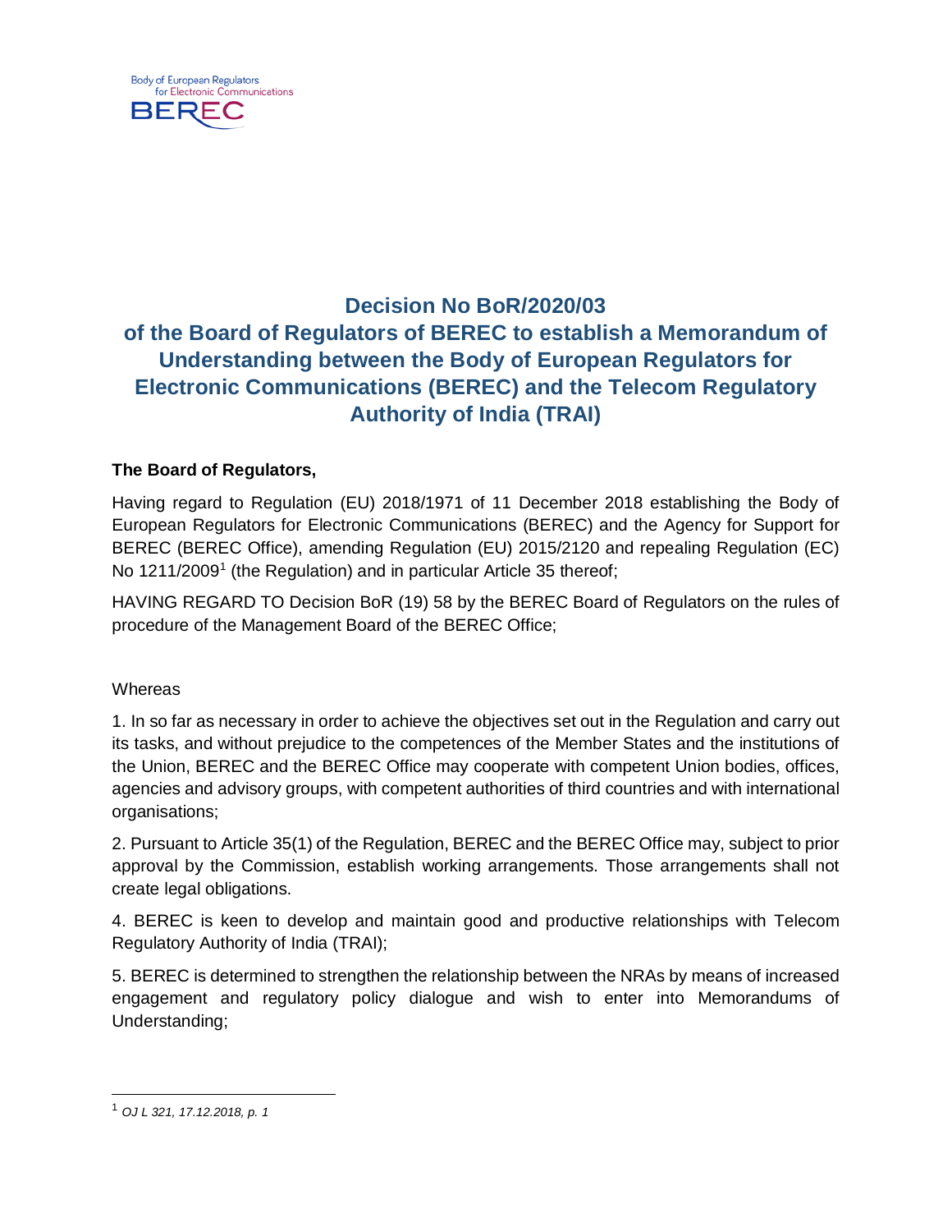Body of European Regulators for Electronic Communications

BEREC

# Decision No BoR/2020/03 of the Board of Regulators of BEREC to establish a Memorandum of Understanding between the Body of European Regulators for Electronic Communications (BEREC) and the Telecom Regulatory Authority of India (TRAI)

**The Board of Regulators,**

Having regard to Regulation (EU) 2018/1971 of 11 December 2018 establishing the Body of European Regulators for Electronic Communications (BEREC) and the Agency for Support for BEREC (BEREC Office), amending Regulation (EU) 2015/2120 and repealing Regulation (EC) No 1211/2009[1] (the Regulation) and in particular Article 35 thereof;

HAVING REGARD TO Decision BoR (19) 58 by the BEREC Board of Regulators on the rules of procedure of the Management Board of the BEREC Office;

Whereas

1. In so far as necessary in order to achieve the objectives set out in the Regulation and carry out its tasks, and without prejudice to the competences of the Member States and the institutions of the Union, BEREC and the BEREC Office may cooperate with competent Union bodies, offices, agencies and advisory groups, with competent authorities of third countries and with international organisations;

2. Pursuant to Article 35(1) of the Regulation, BEREC and the BEREC Office may, subject to prior approval by the Commission, establish working arrangements. Those arrangements shall not create legal obligations.

4. BEREC is keen to develop and maintain good and productive relationships with Telecom Regulatory Authority of India (TRAI);

5. BEREC is determined to strengthen the relationship between the NRAs by means of increased engagement and regulatory policy dialogue and wish to enter into Memorandums of Understanding;

---

[1] *OJ L 321, 17.12.2018, p. 1*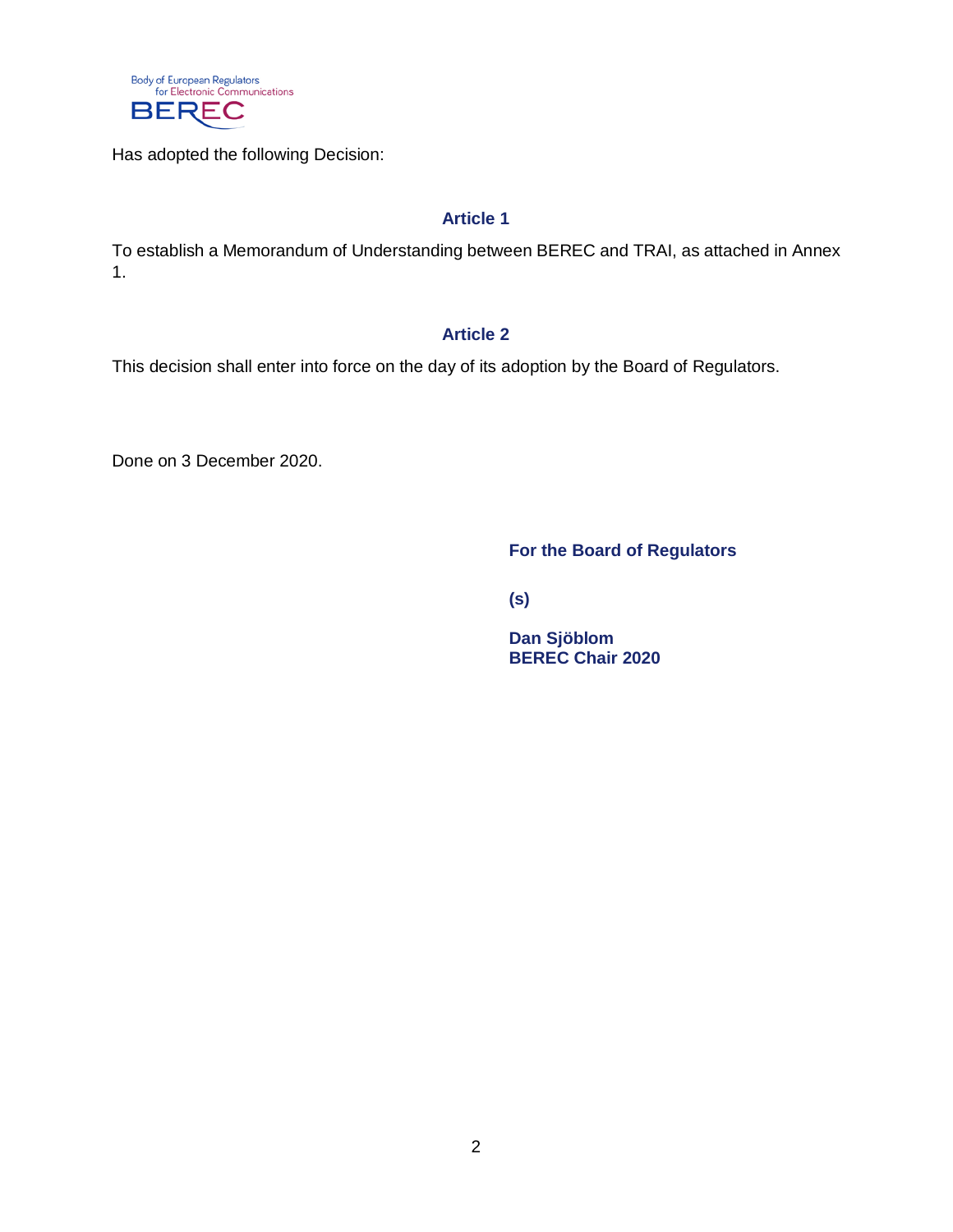Has adopted the following Decision:

## Article 1

To establish a Memorandum of Understanding between BEREC and TRAI, as attached in Annex 1.

## Article 2

This decision shall enter into force on the day of its adoption by the Board of Regulators.

Done on 3 December 2020.

**For the Board of Regulators**

**(s)**

**Dan Sjöblom**
**BEREC Chair 2020**